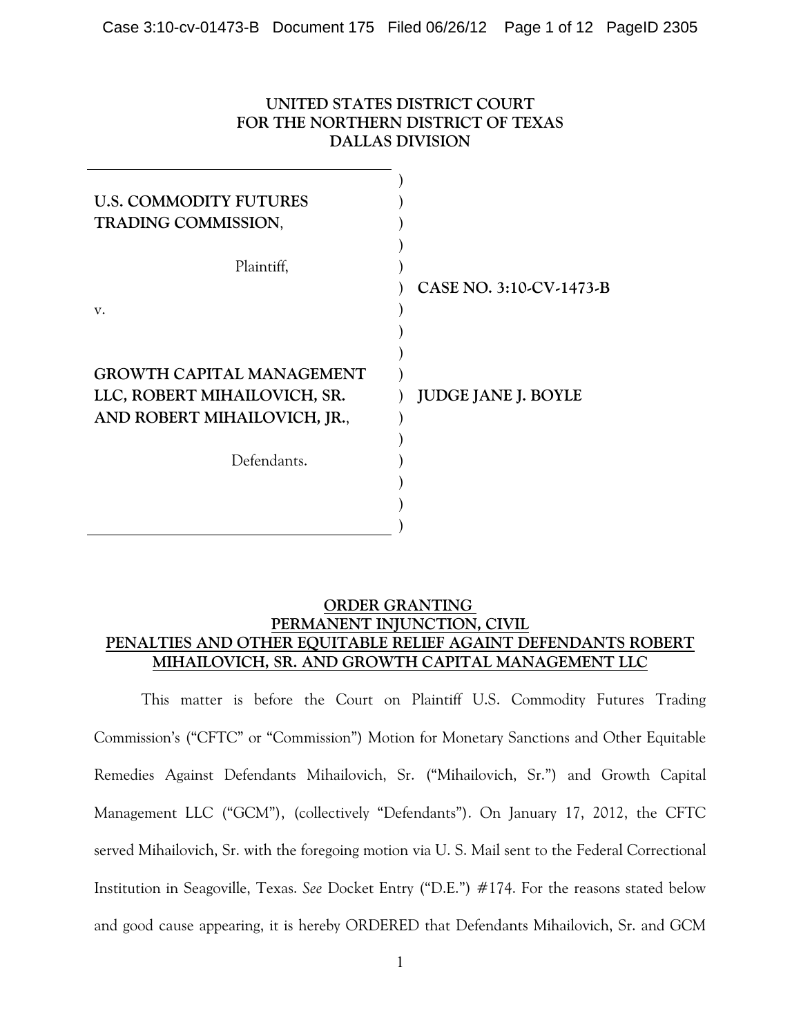UNITED STATES DISTRICT COURT
FOR THE NORTHERN DISTRICT OF TEXAS
DALLAS DIVISION

| | |
|---|---|
| **U.S. COMMODITY FUTURES TRADING COMMISSION**, Plaintiff, | **CASE NO. 3:10-CV-1473-B** |
| v. | |
| **GROWTH CAPITAL MANAGEMENT LLC, ROBERT MIHAILOVICH, SR. AND ROBERT MIHAILOVICH, JR.**, Defendants. | **JUDGE JANE J. BOYLE** |

## ORDER GRANTING PERMANENT INJUNCTION, CIVIL PENALTIES AND OTHER EQUITABLE RELIEF AGAINT DEFENDANTS ROBERT MIHAILOVICH, SR. AND GROWTH CAPITAL MANAGEMENT LLC

This matter is before the Court on Plaintiff U.S. Commodity Futures Trading Commission's ("CFTC" or "Commission") Motion for Monetary Sanctions and Other Equitable Remedies Against Defendants Mihailovich, Sr. ("Mihailovich, Sr.") and Growth Capital Management LLC ("GCM"), (collectively "Defendants"). On January 17, 2012, the CFTC served Mihailovich, Sr. with the foregoing motion via U. S. Mail sent to the Federal Correctional Institution in Seagoville, Texas. *See* Docket Entry ("D.E.") #174. For the reasons stated below and good cause appearing, it is hereby ORDERED that Defendants Mihailovich, Sr. and GCM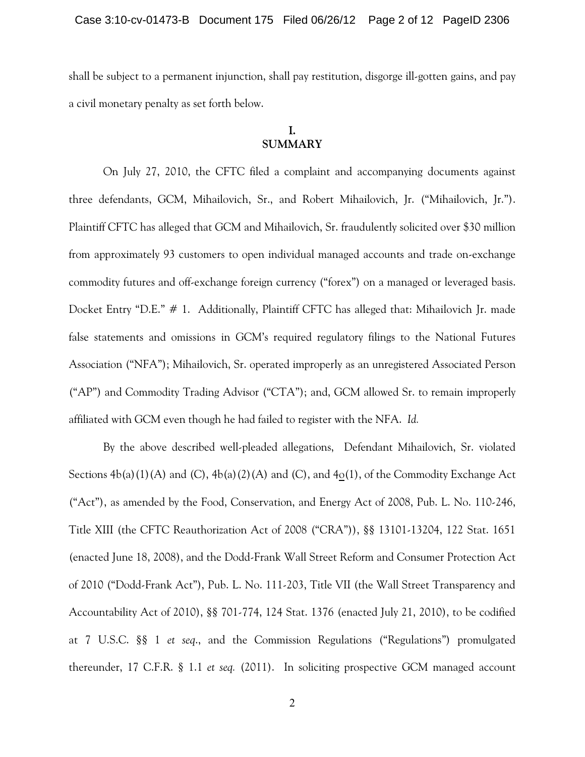shall be subject to a permanent injunction, shall pay restitution, disgorge ill-gotten gains, and pay a civil monetary penalty as set forth below.

## I. SUMMARY

On July 27, 2010, the CFTC filed a complaint and accompanying documents against three defendants, GCM, Mihailovich, Sr., and Robert Mihailovich, Jr. ("Mihailovich, Jr."). Plaintiff CFTC has alleged that GCM and Mihailovich, Sr. fraudulently solicited over $30 million from approximately 93 customers to open individual managed accounts and trade on-exchange commodity futures and off-exchange foreign currency ("forex") on a managed or leveraged basis. Docket Entry "D.E." # 1. Additionally, Plaintiff CFTC has alleged that: Mihailovich Jr. made false statements and omissions in GCM's required regulatory filings to the National Futures Association ("NFA"); Mihailovich, Sr. operated improperly as an unregistered Associated Person ("AP") and Commodity Trading Advisor ("CTA"); and, GCM allowed Sr. to remain improperly affiliated with GCM even though he had failed to register with the NFA. *Id.*

By the above described well-pleaded allegations, Defendant Mihailovich, Sr. violated Sections 4b(a)(1)(A) and (C), 4b(a)(2)(A) and (C), and 4o(1), of the Commodity Exchange Act ("Act"), as amended by the Food, Conservation, and Energy Act of 2008, Pub. L. No. 110-246, Title XIII (the CFTC Reauthorization Act of 2008 ("CRA")), §§ 13101-13204, 122 Stat. 1651 (enacted June 18, 2008), and the Dodd-Frank Wall Street Reform and Consumer Protection Act of 2010 ("Dodd-Frank Act"), Pub. L. No. 111-203, Title VII (the Wall Street Transparency and Accountability Act of 2010), §§ 701-774, 124 Stat. 1376 (enacted July 21, 2010), to be codified at 7 U.S.C. §§ 1 *et seq*., and the Commission Regulations ("Regulations") promulgated thereunder, 17 C.F.R. § 1.1 *et seq.* (2011). In soliciting prospective GCM managed account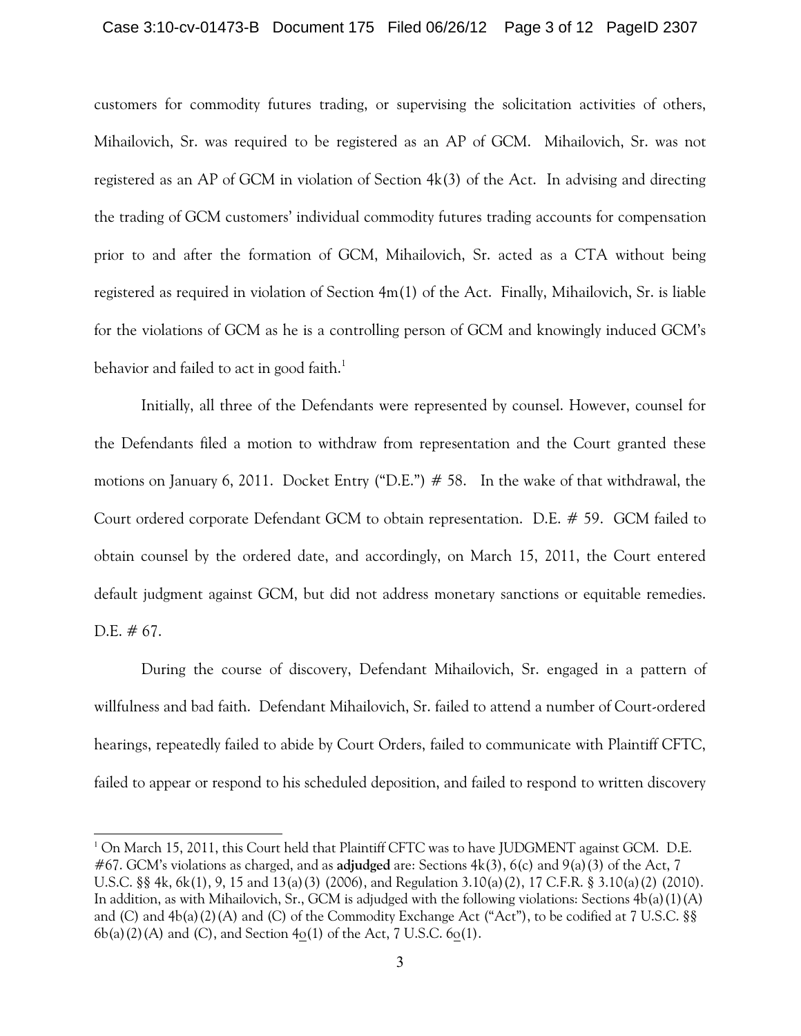customers for commodity futures trading, or supervising the solicitation activities of others, Mihailovich, Sr. was required to be registered as an AP of GCM. Mihailovich, Sr. was not registered as an AP of GCM in violation of Section 4k(3) of the Act. In advising and directing the trading of GCM customers' individual commodity futures trading accounts for compensation prior to and after the formation of GCM, Mihailovich, Sr. acted as a CTA without being registered as required in violation of Section 4m(1) of the Act. Finally, Mihailovich, Sr. is liable for the violations of GCM as he is a controlling person of GCM and knowingly induced GCM's behavior and failed to act in good faith.[1]

Initially, all three of the Defendants were represented by counsel. However, counsel for the Defendants filed a motion to withdraw from representation and the Court granted these motions on January 6, 2011. Docket Entry ("D.E.") # 58. In the wake of that withdrawal, the Court ordered corporate Defendant GCM to obtain representation. D.E. # 59. GCM failed to obtain counsel by the ordered date, and accordingly, on March 15, 2011, the Court entered default judgment against GCM, but did not address monetary sanctions or equitable remedies. D.E. # 67.

During the course of discovery, Defendant Mihailovich, Sr. engaged in a pattern of willfulness and bad faith. Defendant Mihailovich, Sr. failed to attend a number of Court-ordered hearings, repeatedly failed to abide by Court Orders, failed to communicate with Plaintiff CFTC, failed to appear or respond to his scheduled deposition, and failed to respond to written discovery

---

[1] On March 15, 2011, this Court held that Plaintiff CFTC was to have JUDGMENT against GCM. D.E. #67. GCM's violations as charged, and as **adjudged** are: Sections 4k(3), 6(c) and 9(a)(3) of the Act, 7 U.S.C. §§ 4k, 6k(1), 9, 15 and 13(a)(3) (2006), and Regulation 3.10(a)(2), 17 C.F.R. § 3.10(a)(2) (2010). In addition, as with Mihailovich, Sr., GCM is adjudged with the following violations: Sections 4b(a)(1)(A) and (C) and 4b(a)(2)(A) and (C) of the Commodity Exchange Act ("Act"), to be codified at 7 U.S.C. §§ 6b(a)(2)(A) and (C), and Section 4o(1) of the Act, 7 U.S.C. 6o(1).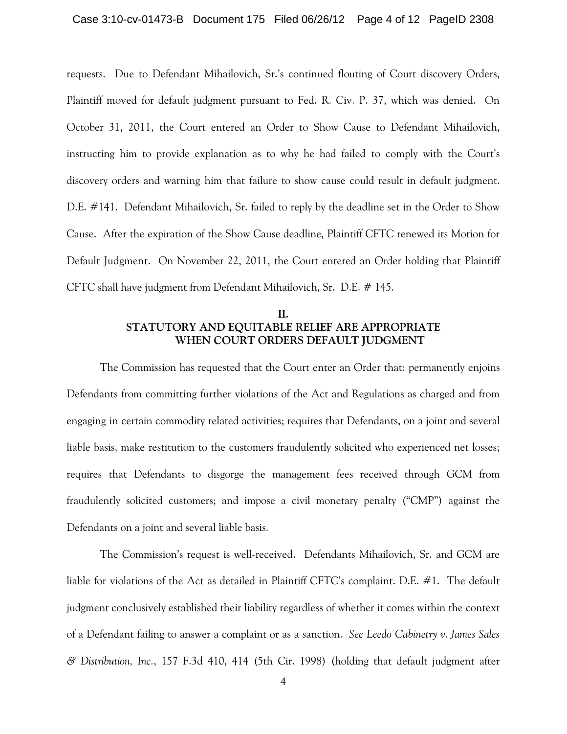requests. Due to Defendant Mihailovich, Sr.'s continued flouting of Court discovery Orders, Plaintiff moved for default judgment pursuant to Fed. R. Civ. P. 37, which was denied. On October 31, 2011, the Court entered an Order to Show Cause to Defendant Mihailovich, instructing him to provide explanation as to why he had failed to comply with the Court's discovery orders and warning him that failure to show cause could result in default judgment. D.E. #141. Defendant Mihailovich, Sr. failed to reply by the deadline set in the Order to Show Cause. After the expiration of the Show Cause deadline, Plaintiff CFTC renewed its Motion for Default Judgment. On November 22, 2011, the Court entered an Order holding that Plaintiff CFTC shall have judgment from Defendant Mihailovich, Sr. D.E. # 145.

## II. STATUTORY AND EQUITABLE RELIEF ARE APPROPRIATE WHEN COURT ORDERS DEFAULT JUDGMENT

The Commission has requested that the Court enter an Order that: permanently enjoins Defendants from committing further violations of the Act and Regulations as charged and from engaging in certain commodity related activities; requires that Defendants, on a joint and several liable basis, make restitution to the customers fraudulently solicited who experienced net losses; requires that Defendants to disgorge the management fees received through GCM from fraudulently solicited customers; and impose a civil monetary penalty ("CMP") against the Defendants on a joint and several liable basis.

The Commission's request is well-received. Defendants Mihailovich, Sr. and GCM are liable for violations of the Act as detailed in Plaintiff CFTC's complaint. D.E. #1. The default judgment conclusively established their liability regardless of whether it comes within the context of a Defendant failing to answer a complaint or as a sanction. *See Leedo Cabinetry v. James Sales & Distribution, Inc.*, 157 F.3d 410, 414 (5th Cir. 1998) (holding that default judgment after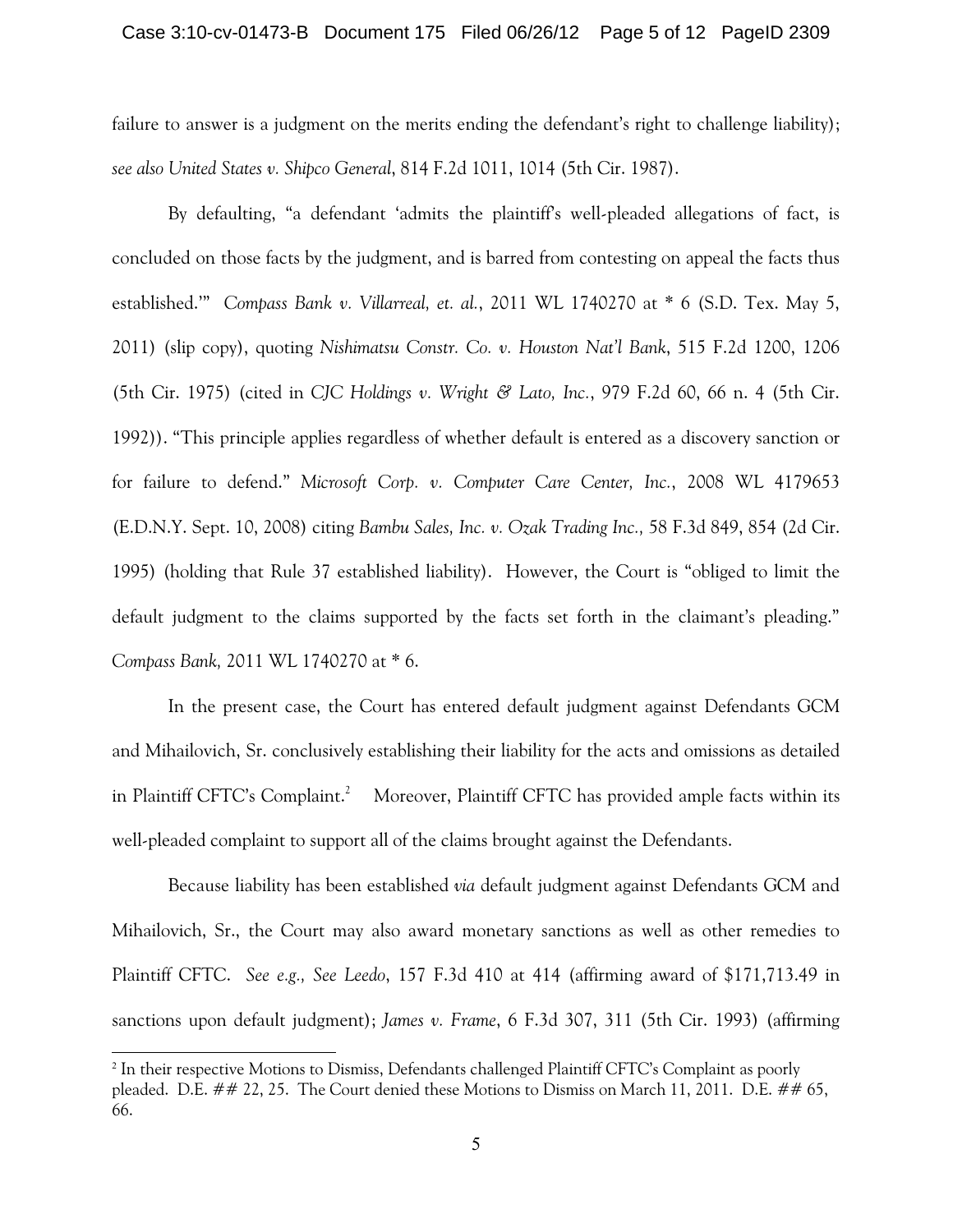failure to answer is a judgment on the merits ending the defendant's right to challenge liability); *see also United States v. Shipco General*, 814 F.2d 1011, 1014 (5th Cir. 1987).

By defaulting, "a defendant 'admits the plaintiff's well-pleaded allegations of fact, is concluded on those facts by the judgment, and is barred from contesting on appeal the facts thus established.'" *Compass Bank v. Villarreal, et. al.*, 2011 WL 1740270 at * 6 (S.D. Tex. May 5, 2011) (slip copy), quoting *Nishimatsu Constr. Co. v. Houston Nat'l Bank*, 515 F.2d 1200, 1206 (5th Cir. 1975) (cited in *CJC Holdings v. Wright & Lato, Inc.*, 979 F.2d 60, 66 n. 4 (5th Cir. 1992)). "This principle applies regardless of whether default is entered as a discovery sanction or for failure to defend." *Microsoft Corp. v. Computer Care Center, Inc.*, 2008 WL 4179653 (E.D.N.Y. Sept. 10, 2008) citing *Bambu Sales, Inc. v. Ozak Trading Inc.,* 58 F.3d 849, 854 (2d Cir. 1995) (holding that Rule 37 established liability). However, the Court is "obliged to limit the default judgment to the claims supported by the facts set forth in the claimant's pleading." *Compass Bank,* 2011 WL 1740270 at * 6.

In the present case, the Court has entered default judgment against Defendants GCM and Mihailovich, Sr. conclusively establishing their liability for the acts and omissions as detailed in Plaintiff CFTC's Complaint.[2] Moreover, Plaintiff CFTC has provided ample facts within its well-pleaded complaint to support all of the claims brought against the Defendants.

Because liability has been established *via* default judgment against Defendants GCM and Mihailovich, Sr., the Court may also award monetary sanctions as well as other remedies to Plaintiff CFTC. *See e.g., See Leedo*, 157 F.3d 410 at 414 (affirming award of $171,713.49 in sanctions upon default judgment); *James v. Frame*, 6 F.3d 307, 311 (5th Cir. 1993) (affirming

---

[2] In their respective Motions to Dismiss, Defendants challenged Plaintiff CFTC's Complaint as poorly pleaded. D.E. ## 22, 25. The Court denied these Motions to Dismiss on March 11, 2011. D.E. ## 65, 66.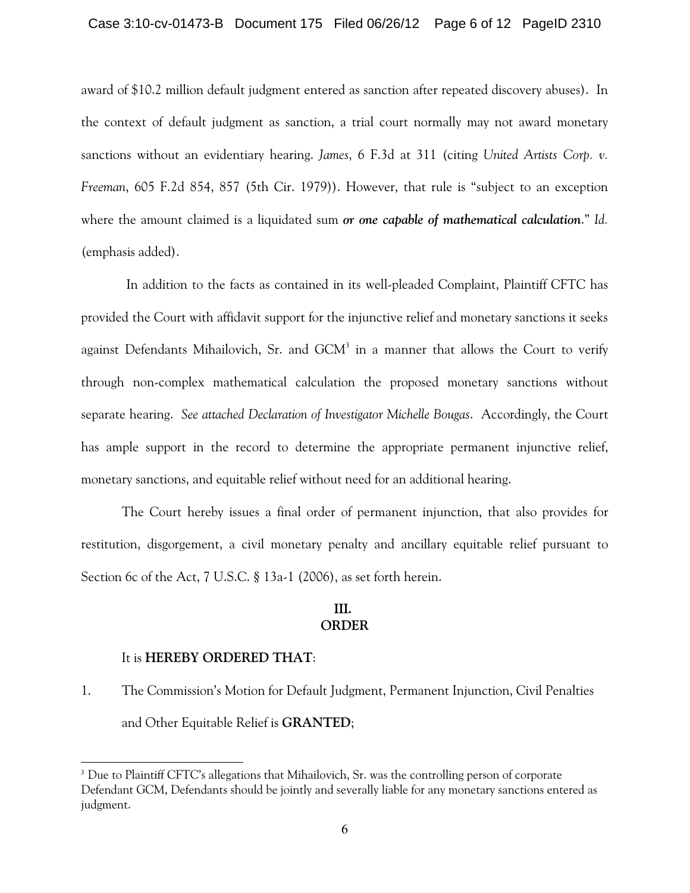award of $10.2 million default judgment entered as sanction after repeated discovery abuses). In the context of default judgment as sanction, a trial court normally may not award monetary sanctions without an evidentiary hearing. *James*, 6 F.3d at 311 (citing *United Artists Corp. v. Freeman*, 605 F.2d 854, 857 (5th Cir. 1979)). However, that rule is "subject to an exception where the amount claimed is a liquidated sum ***or one capable of mathematical calculation***." *Id.* (emphasis added).

In addition to the facts as contained in its well-pleaded Complaint, Plaintiff CFTC has provided the Court with affidavit support for the injunctive relief and monetary sanctions it seeks against Defendants Mihailovich, Sr. and GCM[3] in a manner that allows the Court to verify through non-complex mathematical calculation the proposed monetary sanctions without separate hearing. *See attached Declaration of Investigator Michelle Bougas*. Accordingly, the Court has ample support in the record to determine the appropriate permanent injunctive relief, monetary sanctions, and equitable relief without need for an additional hearing.

The Court hereby issues a final order of permanent injunction, that also provides for restitution, disgorgement, a civil monetary penalty and ancillary equitable relief pursuant to Section 6c of the Act, 7 U.S.C. § 13a-1 (2006), as set forth herein.

## III.
## ORDER

It is **HEREBY ORDERED THAT**:

1. The Commission's Motion for Default Judgment, Permanent Injunction, Civil Penalties and Other Equitable Relief is **GRANTED**;

---

[3] Due to Plaintiff CFTC's allegations that Mihailovich, Sr. was the controlling person of corporate Defendant GCM, Defendants should be jointly and severally liable for any monetary sanctions entered as judgment.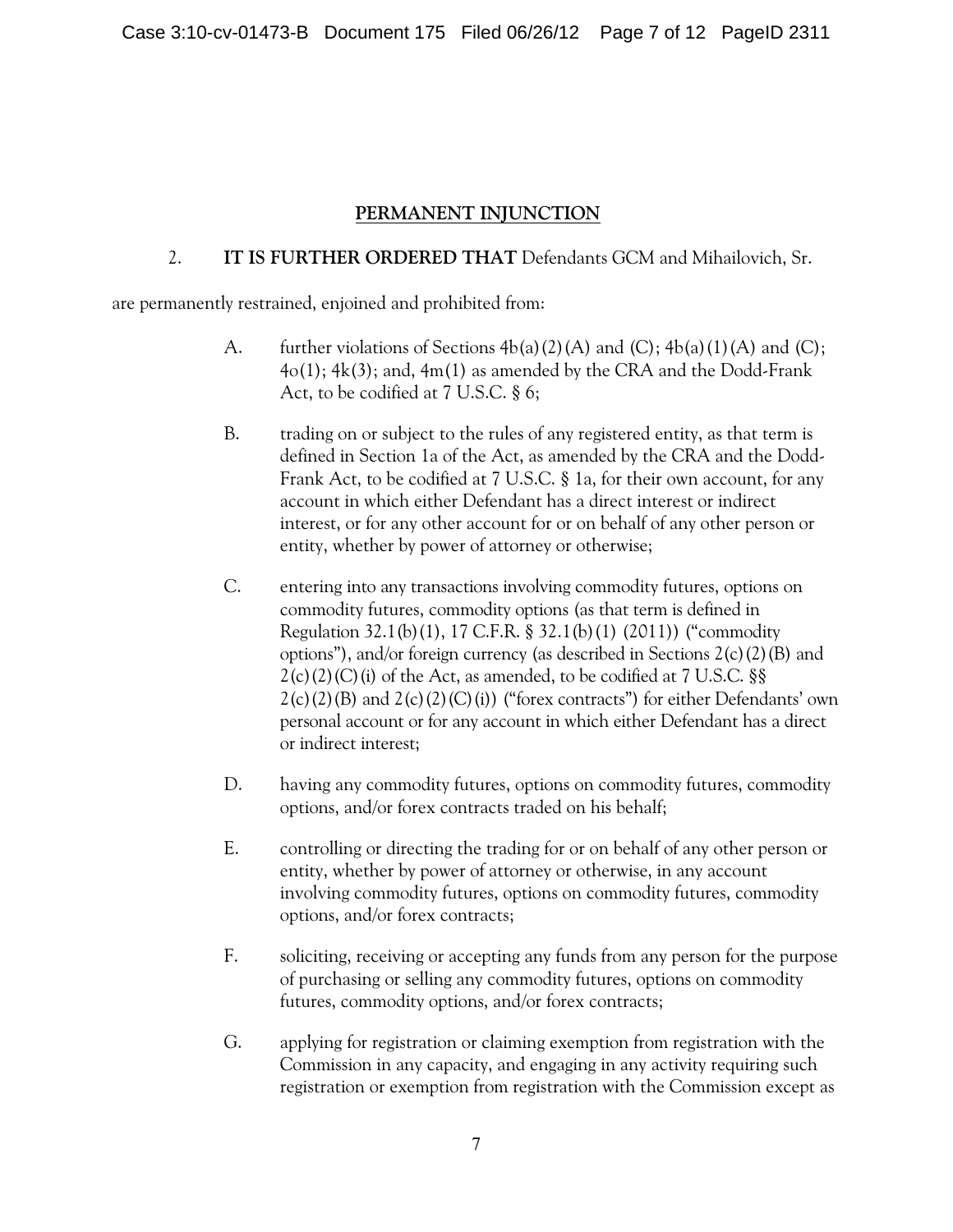## PERMANENT INJUNCTION

2. **IT IS FURTHER ORDERED THAT** Defendants GCM and Mihailovich, Sr. are permanently restrained, enjoined and prohibited from:

A. further violations of Sections 4b(a)(2)(A) and (C); 4b(a)(1)(A) and (C); 4o(1); 4k(3); and, 4m(1) as amended by the CRA and the Dodd-Frank Act, to be codified at 7 U.S.C. § 6;

B. trading on or subject to the rules of any registered entity, as that term is defined in Section 1a of the Act, as amended by the CRA and the Dodd-Frank Act, to be codified at 7 U.S.C. § 1a, for their own account, for any account in which either Defendant has a direct interest or indirect interest, or for any other account for or on behalf of any other person or entity, whether by power of attorney or otherwise;

C. entering into any transactions involving commodity futures, options on commodity futures, commodity options (as that term is defined in Regulation 32.1(b)(1), 17 C.F.R. § 32.1(b)(1) (2011)) ("commodity options"), and/or foreign currency (as described in Sections 2(c)(2)(B) and 2(c)(2)(C)(i) of the Act, as amended, to be codified at 7 U.S.C. §§ 2(c)(2)(B) and 2(c)(2)(C)(i)) ("forex contracts") for either Defendants' own personal account or for any account in which either Defendant has a direct or indirect interest;

D. having any commodity futures, options on commodity futures, commodity options, and/or forex contracts traded on his behalf;

E. controlling or directing the trading for or on behalf of any other person or entity, whether by power of attorney or otherwise, in any account involving commodity futures, options on commodity futures, commodity options, and/or forex contracts;

F. soliciting, receiving or accepting any funds from any person for the purpose of purchasing or selling any commodity futures, options on commodity futures, commodity options, and/or forex contracts;

G. applying for registration or claiming exemption from registration with the Commission in any capacity, and engaging in any activity requiring such registration or exemption from registration with the Commission except as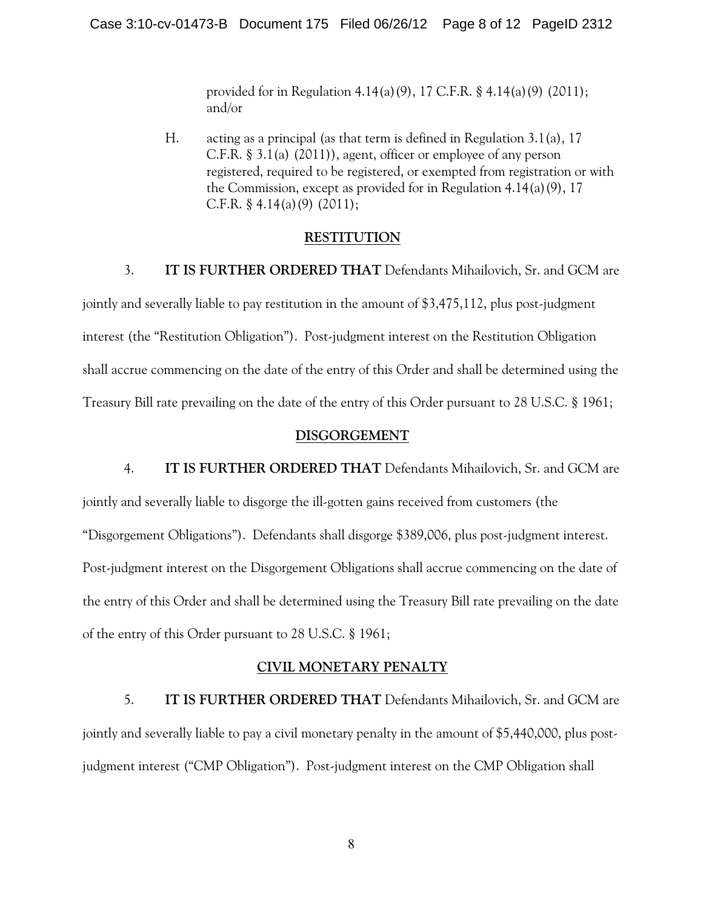provided for in Regulation 4.14(a)(9), 17 C.F.R. § 4.14(a)(9) (2011); and/or

H. acting as a principal (as that term is defined in Regulation 3.1(a), 17 C.F.R. § 3.1(a) (2011)), agent, officer or employee of any person registered, required to be registered, or exempted from registration or with the Commission, except as provided for in Regulation 4.14(a)(9), 17 C.F.R. § 4.14(a)(9) (2011);

## RESTITUTION

3. **IT IS FURTHER ORDERED THAT** Defendants Mihailovich, Sr. and GCM are jointly and severally liable to pay restitution in the amount of $3,475,112, plus post-judgment interest (the "Restitution Obligation"). Post-judgment interest on the Restitution Obligation shall accrue commencing on the date of the entry of this Order and shall be determined using the Treasury Bill rate prevailing on the date of the entry of this Order pursuant to 28 U.S.C. § 1961;

## DISGORGEMENT

4. **IT IS FURTHER ORDERED THAT** Defendants Mihailovich, Sr. and GCM are jointly and severally liable to disgorge the ill-gotten gains received from customers (the "Disgorgement Obligations"). Defendants shall disgorge $389,006, plus post-judgment interest. Post-judgment interest on the Disgorgement Obligations shall accrue commencing on the date of the entry of this Order and shall be determined using the Treasury Bill rate prevailing on the date of the entry of this Order pursuant to 28 U.S.C. § 1961;

## CIVIL MONETARY PENALTY

5. **IT IS FURTHER ORDERED THAT** Defendants Mihailovich, Sr. and GCM are jointly and severally liable to pay a civil monetary penalty in the amount of $5,440,000, plus post-judgment interest ("CMP Obligation"). Post-judgment interest on the CMP Obligation shall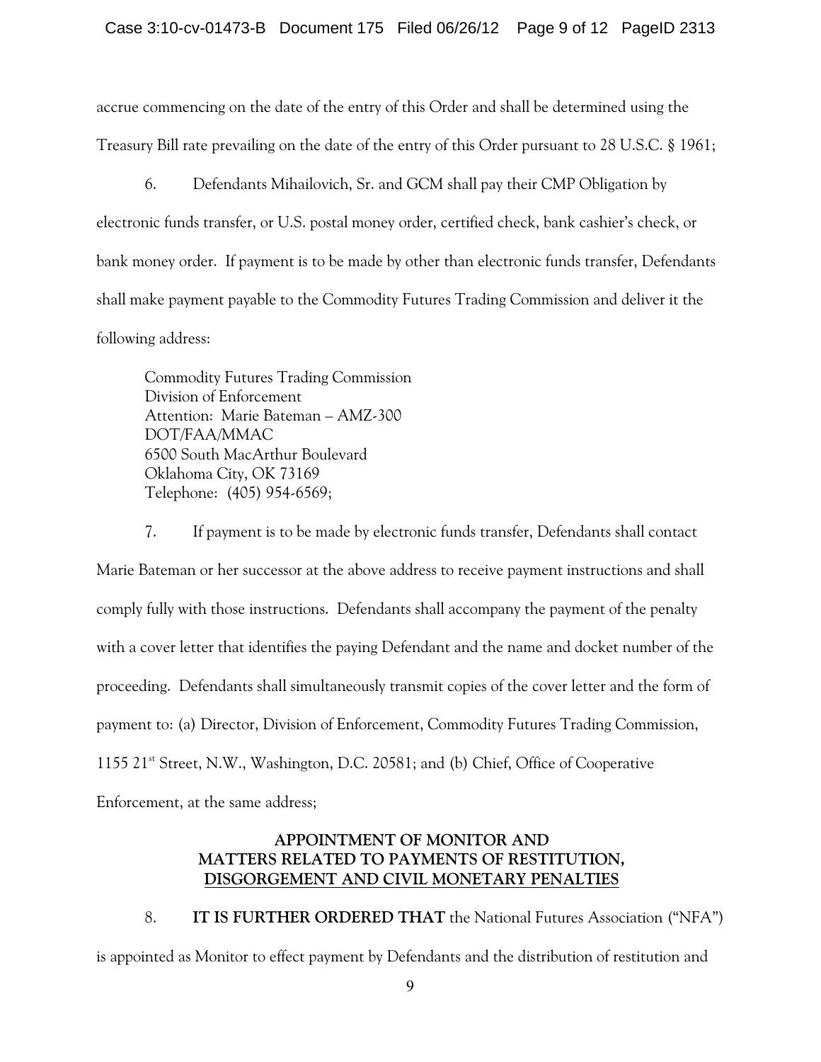accrue commencing on the date of the entry of this Order and shall be determined using the Treasury Bill rate prevailing on the date of the entry of this Order pursuant to 28 U.S.C. § 1961;

6. Defendants Mihailovich, Sr. and GCM shall pay their CMP Obligation by electronic funds transfer, or U.S. postal money order, certified check, bank cashier's check, or bank money order. If payment is to be made by other than electronic funds transfer, Defendants shall make payment payable to the Commodity Futures Trading Commission and deliver it the following address:

Commodity Futures Trading Commission
Division of Enforcement
Attention: Marie Bateman – AMZ-300
DOT/FAA/MMAC
6500 South MacArthur Boulevard
Oklahoma City, OK 73169
Telephone: (405) 954-6569;

7. If payment is to be made by electronic funds transfer, Defendants shall contact Marie Bateman or her successor at the above address to receive payment instructions and shall comply fully with those instructions. Defendants shall accompany the payment of the penalty with a cover letter that identifies the paying Defendant and the name and docket number of the proceeding. Defendants shall simultaneously transmit copies of the cover letter and the form of payment to: (a) Director, Division of Enforcement, Commodity Futures Trading Commission, 1155 21st Street, N.W., Washington, D.C. 20581; and (b) Chief, Office of Cooperative Enforcement, at the same address;

## APPOINTMENT OF MONITOR AND MATTERS RELATED TO PAYMENTS OF RESTITUTION, DISGORGEMENT AND CIVIL MONETARY PENALTIES

8. **IT IS FURTHER ORDERED THAT** the National Futures Association ("NFA") is appointed as Monitor to effect payment by Defendants and the distribution of restitution and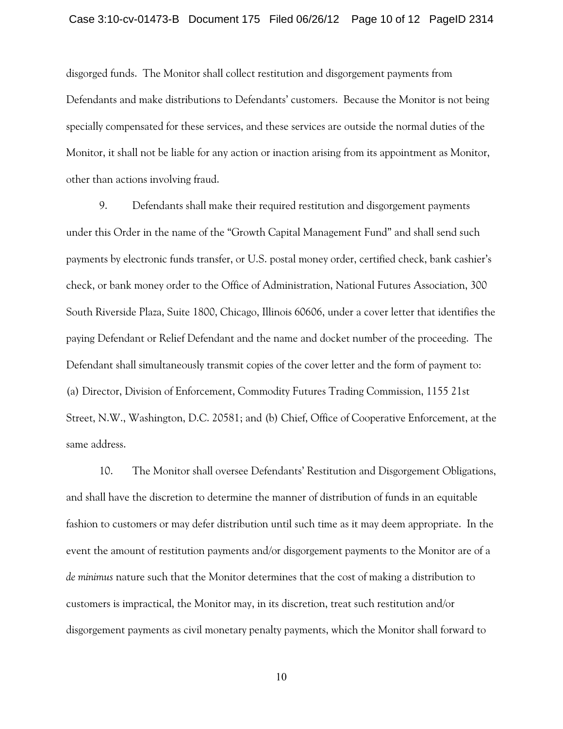disgorged funds. The Monitor shall collect restitution and disgorgement payments from Defendants and make distributions to Defendants' customers. Because the Monitor is not being specially compensated for these services, and these services are outside the normal duties of the Monitor, it shall not be liable for any action or inaction arising from its appointment as Monitor, other than actions involving fraud.

9. Defendants shall make their required restitution and disgorgement payments under this Order in the name of the "Growth Capital Management Fund" and shall send such payments by electronic funds transfer, or U.S. postal money order, certified check, bank cashier's check, or bank money order to the Office of Administration, National Futures Association, 300 South Riverside Plaza, Suite 1800, Chicago, Illinois 60606, under a cover letter that identifies the paying Defendant or Relief Defendant and the name and docket number of the proceeding. The Defendant shall simultaneously transmit copies of the cover letter and the form of payment to: (a) Director, Division of Enforcement, Commodity Futures Trading Commission, 1155 21st Street, N.W., Washington, D.C. 20581; and (b) Chief, Office of Cooperative Enforcement, at the same address.

10. The Monitor shall oversee Defendants' Restitution and Disgorgement Obligations, and shall have the discretion to determine the manner of distribution of funds in an equitable fashion to customers or may defer distribution until such time as it may deem appropriate. In the event the amount of restitution payments and/or disgorgement payments to the Monitor are of a *de minimus* nature such that the Monitor determines that the cost of making a distribution to customers is impractical, the Monitor may, in its discretion, treat such restitution and/or disgorgement payments as civil monetary penalty payments, which the Monitor shall forward to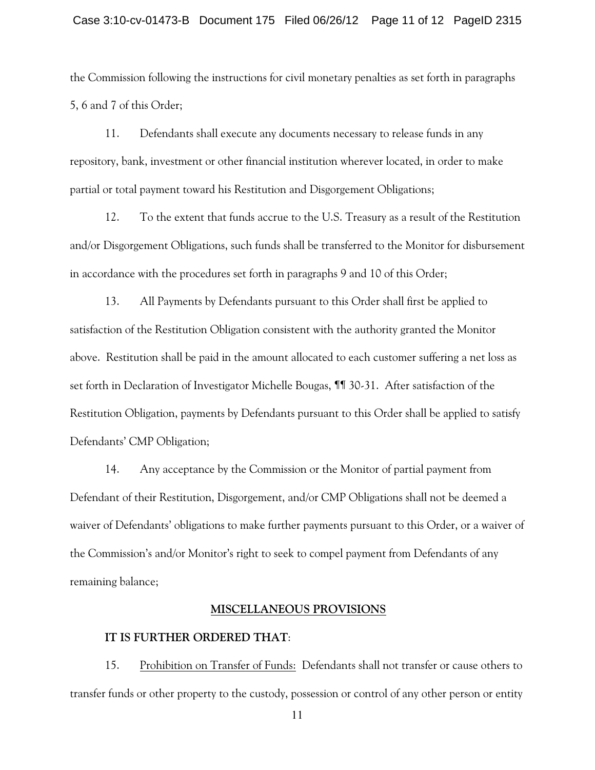the Commission following the instructions for civil monetary penalties as set forth in paragraphs 5, 6 and 7 of this Order;

11. Defendants shall execute any documents necessary to release funds in any repository, bank, investment or other financial institution wherever located, in order to make partial or total payment toward his Restitution and Disgorgement Obligations;

12. To the extent that funds accrue to the U.S. Treasury as a result of the Restitution and/or Disgorgement Obligations, such funds shall be transferred to the Monitor for disbursement in accordance with the procedures set forth in paragraphs 9 and 10 of this Order;

13. All Payments by Defendants pursuant to this Order shall first be applied to satisfaction of the Restitution Obligation consistent with the authority granted the Monitor above. Restitution shall be paid in the amount allocated to each customer suffering a net loss as set forth in Declaration of Investigator Michelle Bougas, ¶¶ 30-31. After satisfaction of the Restitution Obligation, payments by Defendants pursuant to this Order shall be applied to satisfy Defendants' CMP Obligation;

14. Any acceptance by the Commission or the Monitor of partial payment from Defendant of their Restitution, Disgorgement, and/or CMP Obligations shall not be deemed a waiver of Defendants' obligations to make further payments pursuant to this Order, or a waiver of the Commission's and/or Monitor's right to seek to compel payment from Defendants of any remaining balance;

## MISCELLANEOUS PROVISIONS

**IT IS FURTHER ORDERED THAT**:

15. Prohibition on Transfer of Funds: Defendants shall not transfer or cause others to transfer funds or other property to the custody, possession or control of any other person or entity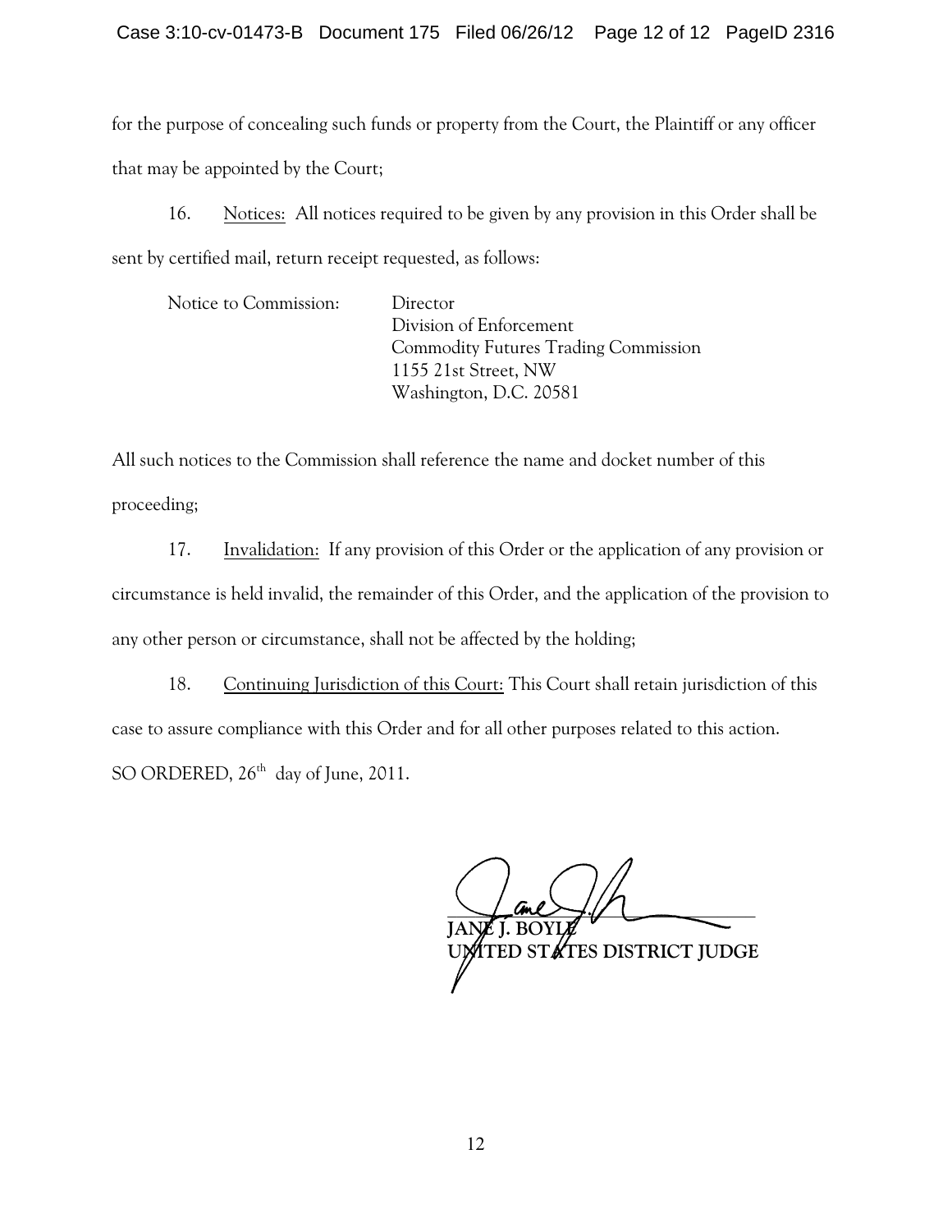for the purpose of concealing such funds or property from the Court, the Plaintiff or any officer that may be appointed by the Court;

16. Notices: All notices required to be given by any provision in this Order shall be sent by certified mail, return receipt requested, as follows:

Notice to Commission: Director
Division of Enforcement
Commodity Futures Trading Commission
1155 21st Street, NW
Washington, D.C. 20581

All such notices to the Commission shall reference the name and docket number of this proceeding;

17. Invalidation: If any provision of this Order or the application of any provision or circumstance is held invalid, the remainder of this Order, and the application of the provision to any other person or circumstance, shall not be affected by the holding;

18. Continuing Jurisdiction of this Court: This Court shall retain jurisdiction of this case to assure compliance with this Order and for all other purposes related to this action.

SO ORDERED, 26th day of June, 2011.

**JANE J. BOYLE**
**UNITED STATES DISTRICT JUDGE**